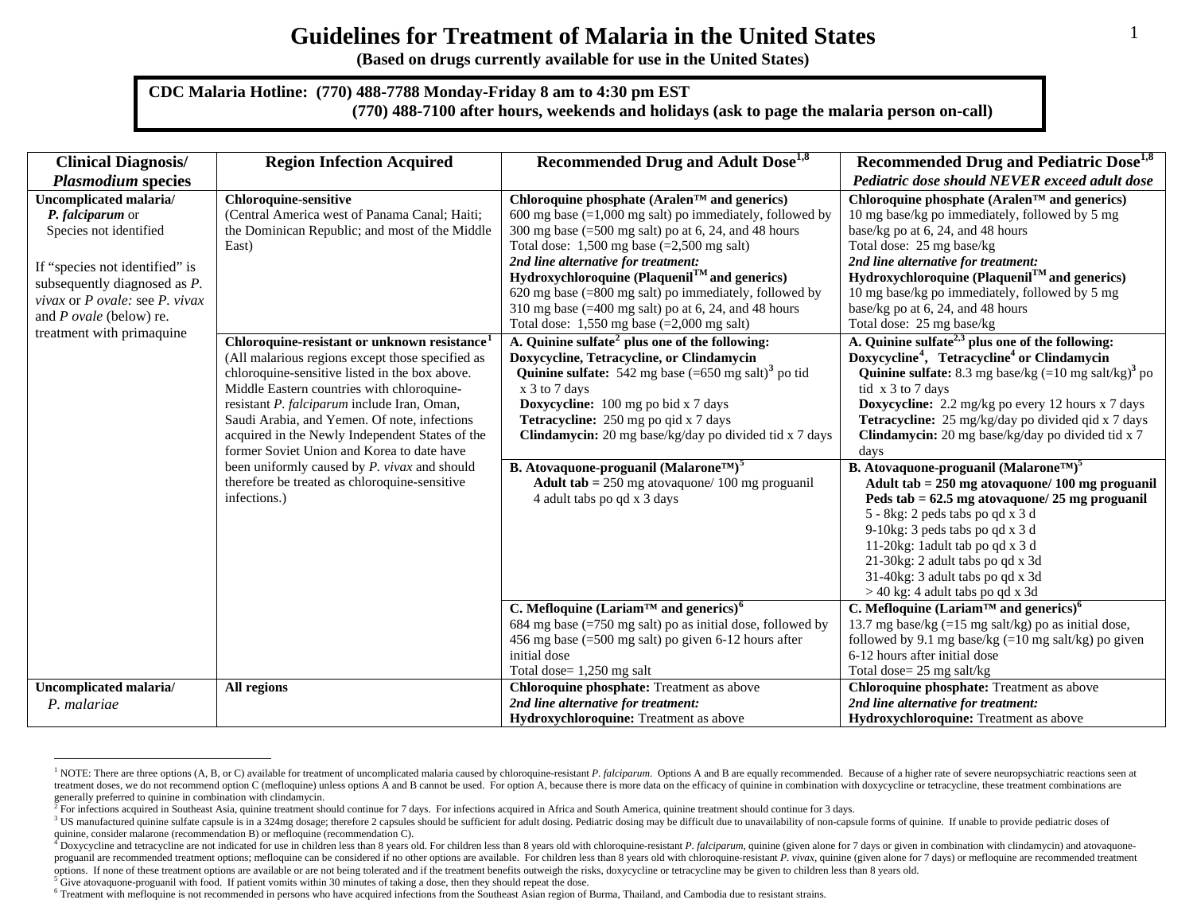# Guidelines for Treatment of Malaria in the United States

**(Based on drugs currently available for use in the United States)**

**CDC Malaria Hotline: (770) 488-7788 Monday-Friday 8 am to 4:30 pm EST**
**(770) 488-7100 after hours, weekends and holidays (ask to page the malaria person on-call)**

| Clinical Diagnosis/ *Plasmodium* species | Region Infection Acquired | Recommended Drug and Adult Dose[1,8] | Recommended Drug and Pediatric Dose[1,8] *Pediatric dose should NEVER exceed adult dose* |
|---|---|---|---|
| **Uncomplicated malaria/** ***P. falciparum*** or Species not identified<br><br>If "species not identified" is subsequently diagnosed as *P. vivax* or *P ovale:* see *P. vivax* and *P ovale* (below) re. treatment with primaquine | **Chloroquine-sensitive**<br>(Central America west of Panama Canal; Haiti; the Dominican Republic; and most of the Middle East) | **Chloroquine phosphate (Aralen™ and generics)**<br>600 mg base (=1,000 mg salt) po immediately, followed by 300 mg base (=500 mg salt) po at 6, 24, and 48 hours<br>Total dose: 1,500 mg base (=2,500 mg salt)<br>***2nd line alternative for treatment:***<br>**Hydroxychloroquine (Plaquenil™ and generics)**<br>620 mg base (=800 mg salt) po immediately, followed by 310 mg base (=400 mg salt) po at 6, 24, and 48 hours<br>Total dose: 1,550 mg base (=2,000 mg salt) | **Chloroquine phosphate (Aralen™ and generics)**<br>10 mg base/kg po immediately, followed by 5 mg base/kg po at 6, 24, and 48 hours<br>Total dose: 25 mg base/kg<br>***2nd line alternative for treatment:***<br>**Hydroxychloroquine (Plaquenil™ and generics)**<br>10 mg base/kg po immediately, followed by 5 mg base/kg po at 6, 24, and 48 hours<br>Total dose: 25 mg base/kg |
| | **Chloroquine-resistant or unknown resistance[1]**<br>(All malarious regions except those specified as chloroquine-sensitive listed in the box above. Middle Eastern countries with chloroquine-resistant *P. falciparum* include Iran, Oman, Saudi Arabia, and Yemen. Of note, infections acquired in the Newly Independent States of the former Soviet Union and Korea to date have been uniformly caused by *P. vivax* and should therefore be treated as chloroquine-sensitive infections.) | **A. Quinine sulfate[2] plus one of the following: Doxycycline, Tetracycline, or Clindamycin**<br>**Quinine sulfate:** 542 mg base (=650 mg salt)[3] po tid x 3 to 7 days<br>**Doxycycline:** 100 mg po bid x 7 days<br>**Tetracycline:** 250 mg po qid x 7 days<br>**Clindamycin:** 20 mg base/kg/day po divided tid x 7 days | **A. Quinine sulfate[2,3] plus one of the following: Doxycycline[4], Tetracycline[4] or Clindamycin**<br>**Quinine sulfate:** 8.3 mg base/kg (=10 mg salt/kg)[3] po tid x 3 to 7 days<br>**Doxycycline:** 2.2 mg/kg po every 12 hours x 7 days<br>**Tetracycline:** 25 mg/kg/day po divided qid x 7 days<br>**Clindamycin:** 20 mg base/kg/day po divided tid x 7 days |
| | | **B. Atovaquone-proguanil (Malarone™)[5]**<br>**Adult tab =** 250 mg atovaquone/ 100 mg proguanil<br>4 adult tabs po qd x 3 days | **B. Atovaquone-proguanil (Malarone™)[5]**<br>**Adult tab = 250 mg atovaquone/ 100 mg proguanil**<br>**Peds tab = 62.5 mg atovaquone/ 25 mg proguanil**<br>5 - 8kg: 2 peds tabs po qd x 3 d<br>9-10kg: 3 peds tabs po qd x 3 d<br>11-20kg: 1adult tab po qd x 3 d<br>21-30kg: 2 adult tabs po qd x 3d<br>31-40kg: 3 adult tabs po qd x 3d<br>> 40 kg: 4 adult tabs po qd x 3d |
| | | **C. Mefloquine (Lariam™ and generics)[6]**<br>684 mg base (=750 mg salt) po as initial dose, followed by 456 mg base (=500 mg salt) po given 6-12 hours after initial dose<br>Total dose= 1,250 mg salt | **C. Mefloquine (Lariam™ and generics)[6]**<br>13.7 mg base/kg (=15 mg salt/kg) po as initial dose, followed by 9.1 mg base/kg (=10 mg salt/kg) po given 6-12 hours after initial dose<br>Total dose= 25 mg salt/kg |
| **Uncomplicated malaria/** *P. malariae* | **All regions** | **Chloroquine phosphate:** Treatment as above<br>***2nd line alternative for treatment:***<br>**Hydroxychloroquine:** Treatment as above | **Chloroquine phosphate:** Treatment as above<br>***2nd line alternative for treatment:***<br>**Hydroxychloroquine:** Treatment as above |

---

[1] NOTE: There are three options (A, B, or C) available for treatment of uncomplicated malaria caused by chloroquine-resistant *P. falciparum*. Options A and B are equally recommended. Because of a higher rate of severe neuropsychiatric reactions seen at treatment doses, we do not recommend option C (mefloquine) unless options A and B cannot be used. For option A, because there is more data on the efficacy of quinine in combination with doxycycline or tetracycline, these treatment combinations are generally preferred to quinine in combination with clindamycin.

[2] For infections acquired in Southeast Asia, quinine treatment should continue for 7 days. For infections acquired in Africa and South America, quinine treatment should continue for 3 days.

[3] US manufactured quinine sulfate capsule is in a 324mg dosage; therefore 2 capsules should be sufficient for adult dosing. Pediatric dosing may be difficult due to unavailability of non-capsule forms of quinine. If unable to provide pediatric doses of quinine, consider malarone (recommendation B) or mefloquine (recommendation C).

[4] Doxycycline and tetracycline are not indicated for use in children less than 8 years old. For children less than 8 years old with chloroquine-resistant *P. falciparum*, quinine (given alone for 7 days or given in combination with clindamycin) and atovaquone-proguanil are recommended treatment options; mefloquine can be considered if no other options are available. For children less than 8 years old with chloroquine-resistant *P. vivax*, quinine (given alone for 7 days) or mefloquine are recommended treatment options. If none of these treatment options are available or are not being tolerated and if the treatment benefits outweigh the risks, doxycycline or tetracycline may be given to children less than 8 years old.

[5] Give atovaquone-proguanil with food. If patient vomits within 30 minutes of taking a dose, then they should repeat the dose.

[6] Treatment with mefloquine is not recommended in persons who have acquired infections from the Southeast Asian region of Burma, Thailand, and Cambodia due to resistant strains.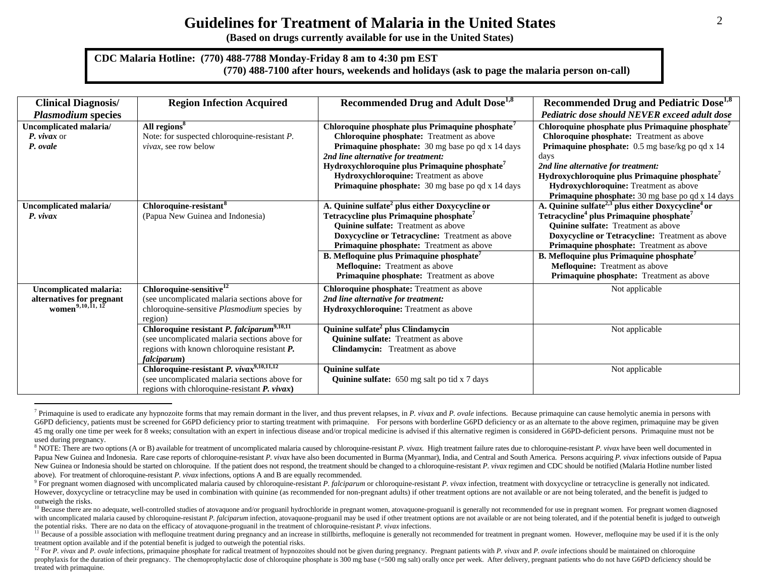# Guidelines for Treatment of Malaria in the United States

**(Based on drugs currently available for use in the United States)**

**CDC Malaria Hotline: (770) 488-7788 Monday-Friday 8 am to 4:30 pm EST**
**(770) 488-7100 after hours, weekends and holidays (ask to page the malaria person on-call)**

| **Clinical Diagnosis/ *Plasmodium* species** | **Region Infection Acquired** | **Recommended Drug and Adult Dose[1,8]** | **Recommended Drug and Pediatric Dose[1,8]** *Pediatric dose should NEVER exceed adult dose* |
|---|---|---|---|
| **Uncomplicated malaria/ *P. vivax* or *P. ovale*** | **All regions[8]** Note: for suspected chloroquine-resistant *P. vivax*, see row below | **Chloroquine phosphate plus Primaquine phosphate[7]** **Chloroquine phosphate:** Treatment as above **Primaquine phosphate:** 30 mg base po qd x 14 days ***2nd line alternative for treatment:*** **Hydroxychloroquine plus Primaquine phosphate[7]** **Hydroxychloroquine:** Treatment as above **Primaquine phosphate:** 30 mg base po qd x 14 days | **Chloroquine phosphate plus Primaquine phosphate[7]** **Chloroquine phosphate:** Treatment as above **Primaquine phosphate:** 0.5 mg base/kg po qd x 14 days ***2nd line alternative for treatment:*** **Hydroxychloroquine plus Primaquine phosphate[7]** **Hydroxychloroquine:** Treatment as above **Primaquine phosphate:** 30 mg base po qd x 14 days |
| **Uncomplicated malaria/ *P. vivax*** | **Chloroquine-resistant[8]** (Papua New Guinea and Indonesia) | **A. Quinine sulfate[2] plus either Doxycycline or Tetracycline plus Primaquine phosphate[7]** **Quinine sulfate:** Treatment as above **Doxycycline or Tetracycline:** Treatment as above **Primaquine phosphate:** Treatment as above | **A. Quinine sulfate[2,3] plus either Doxycycline[4] or Tetracycline[4] plus Primaquine phosphate[7]** **Quinine sulfate:** Treatment as above **Doxycycline or Tetracycline:** Treatment as above **Primaquine phosphate:** Treatment as above |
| | | **B. Mefloquine plus Primaquine phosphate[7]** **Mefloquine:** Treatment as above **Primaquine phosphate:** Treatment as above | **B. Mefloquine plus Primaquine phosphate[7]** **Mefloquine:** Treatment as above **Primaquine phosphate:** Treatment as above |
| **Uncomplicated malaria: alternatives for pregnant women[9,10,11,12]** | **Chloroquine-sensitive[12]** (see uncomplicated malaria sections above for chloroquine-sensitive *Plasmodium* species by region) | **Chloroquine phosphate:** Treatment as above ***2nd line alternative for treatment:*** **Hydroxychloroquine:** Treatment as above | Not applicable |
| | **Chloroquine resistant *P. falciparum*[9,10,11]** (see uncomplicated malaria sections above for regions with known chloroquine resistant ***P. falciparum***) | **Quinine sulfate[2] plus Clindamycin** **Quinine sulfate:** Treatment as above **Clindamycin:** Treatment as above | Not applicable |
| | **Chloroquine-resistant *P. vivax*[9,10,11,12]** (see uncomplicated malaria sections above for regions with chloroquine-resistant ***P. vivax***) | **Quinine sulfate** **Quinine sulfate:** 650 mg salt po tid x 7 days | Not applicable |

[7] Primaquine is used to eradicate any hypnozoite forms that may remain dormant in the liver, and thus prevent relapses, in *P. vivax* and *P. ovale* infections. Because primaquine can cause hemolytic anemia in persons with G6PD deficiency, patients must be screened for G6PD deficiency prior to starting treatment with primaquine. For persons with borderline G6PD deficiency or as an alternate to the above regimen, primaquine may be given 45 mg orally one time per week for 8 weeks; consultation with an expert in infectious disease and/or tropical medicine is advised if this alternative regimen is considered in G6PD-deficient persons. Primaquine must not be used during pregnancy.

[8] NOTE: There are two options (A or B) available for treatment of uncomplicated malaria caused by chloroquine-resistant *P. vivax.* High treatment failure rates due to chloroquine-resistant *P. vivax* have been well documented in Papua New Guinea and Indonesia. Rare case reports of chloroquine-resistant *P. vivax* have also been documented in Burma (Myanmar), India, and Central and South America. Persons acquiring *P. vivax* infections outside of Papua New Guinea or Indonesia should be started on chloroquine. If the patient does not respond, the treatment should be changed to a chloroquine-resistant *P. vivax* regimen and CDC should be notified (Malaria Hotline number listed above). For treatment of chloroquine-resistant *P. vivax* infections, options A and B are equally recommended.

[9] For pregnant women diagnosed with uncomplicated malaria caused by chloroquine-resistant *P. falciparum* or chloroquine-resistant *P. vivax* infection, treatment with doxycycline or tetracycline is generally not indicated. However, doxycycline or tetracycline may be used in combination with quinine (as recommended for non-pregnant adults) if other treatment options are not available or are not being tolerated, and the benefit is judged to outweigh the risks.

[10] Because there are no adequate, well-controlled studies of atovaquone and/or proguanil hydrochloride in pregnant women, atovaquone-proguanil is generally not recommended for use in pregnant women. For pregnant women diagnosed with uncomplicated malaria caused by chloroquine-resistant *P. falciparum* infection, atovaquone-proguanil may be used if other treatment options are not available or are not being tolerated, and if the potential benefit is judged to outweigh the potential risks. There are no data on the efficacy of atovaquone-proguanil in the treatment of chloroquine-resistant *P. vivax* infections.

[11] Because of a possible association with mefloquine treatment during pregnancy and an increase in stillbirths, mefloquine is generally not recommended for treatment in pregnant women. However, mefloquine may be used if it is the only treatment option available and if the potential benefit is judged to outweigh the potential risks.

[12] For *P. vivax* and *P. ovale* infections, primaquine phosphate for radical treatment of hypnozoites should not be given during pregnancy. Pregnant patients with *P. vivax* and *P. ovale* infections should be maintained on chloroquine prophylaxis for the duration of their pregnancy. The chemoprophylactic dose of chloroquine phosphate is 300 mg base (=500 mg salt) orally once per week. After delivery, pregnant patients who do not have G6PD deficiency should be treated with primaquine.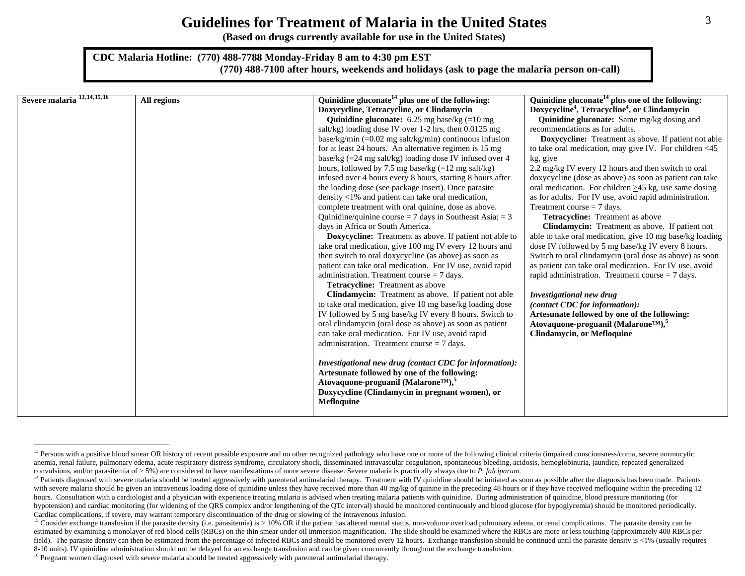# Guidelines for Treatment of Malaria in the United States

**(Based on drugs currently available for use in the United States)**

**CDC Malaria Hotline: (770) 488-7788 Monday-Friday 8 am to 4:30 pm EST**
**(770) 488-7100 after hours, weekends and holidays (ask to page the malaria person on-call)**

| | | | |
|---|---|---|---|
| **Severe malaria** [13,14,15,16] | **All regions** | **Quinidine gluconate**[14] **plus one of the following: Doxycycline, Tetracycline, or Clindamycin**<br>**Quinidine gluconate:** 6.25 mg base/kg (=10 mg salt/kg) loading dose IV over 1-2 hrs, then 0.0125 mg base/kg/min (=0.02 mg salt/kg/min) continuous infusion for at least 24 hours. An alternative regimen is 15 mg base/kg (=24 mg salt/kg) loading dose IV infused over 4 hours, followed by 7.5 mg base/kg (=12 mg salt/kg) infused over 4 hours every 8 hours, starting 8 hours after the loading dose (see package insert). Once parasite density <1% and patient can take oral medication, complete treatment with oral quinine, dose as above. Quinidine/quinine course = 7 days in Southeast Asia; = 3 days in Africa or South America.<br>**Doxycycline:** Treatment as above. If patient not able to take oral medication, give 100 mg IV every 12 hours and then switch to oral doxycycline (as above) as soon as patient can take oral medication. For IV use, avoid rapid administration. Treatment course = 7 days.<br>**Tetracycline:** Treatment as above<br>**Clindamycin:** Treatment as above. If patient not able to take oral medication, give 10 mg base/kg loading dose IV followed by 5 mg base/kg IV every 8 hours. Switch to oral clindamycin (oral dose as above) as soon as patient can take oral medication. For IV use, avoid rapid administration. Treatment course = 7 days.<br><br>***Investigational new drug (contact CDC for information):***<br>**Artesunate followed by one of the following: Atovaquone-proguanil (Malarone™),**[5]<br>**Doxycycline (Clindamycin in pregnant women), or Mefloquine** | **Quinidine gluconate**[14] **plus one of the following: Doxycycline**[4]**, Tetracycline**[4]**, or Clindamycin**<br>**Quinidine gluconate:** Same mg/kg dosing and recommendations as for adults.<br>**Doxycycline:** Treatment as above. If patient not able to take oral medication, may give IV. For children <45 kg, give<br>2.2 mg/kg IV every 12 hours and then switch to oral doxycycline (dose as above) as soon as patient can take oral medication. For children ≥45 kg, use same dosing as for adults. For IV use, avoid rapid administration. Treatment course = 7 days.<br>**Tetracycline:** Treatment as above<br>**Clindamycin:** Treatment as above. If patient not able to take oral medication, give 10 mg base/kg loading dose IV followed by 5 mg base/kg IV every 8 hours. Switch to oral clindamycin (oral dose as above) as soon as patient can take oral medication. For IV use, avoid rapid administration. Treatment course = 7 days.<br><br>***Investigational new drug (contact CDC for information):***<br>**Artesunate followed by one of the following: Atovaquone-proguanil (Malarone™),**[5]<br>**Clindamycin, or Mefloquine** |

[13] Persons with a positive blood smear OR history of recent possible exposure and no other recognized pathology who have one or more of the following clinical criteria (impaired consciousness/coma, severe normocytic anemia, renal failure, pulmonary edema, acute respiratory distress syndrome, circulatory shock, disseminated intravascular coagulation, spontaneous bleeding, acidosis, hemoglobinuria, jaundice, repeated generalized convulsions, and/or parasitemia of > 5%) are considered to have manifestations of more severe disease. Severe malaria is practically always due to *P. falciparum*.

[14] Patients diagnosed with severe malaria should be treated aggressively with parenteral antimalarial therapy. Treatment with IV quinidine should be initiated as soon as possible after the diagnosis has been made. Patients with severe malaria should be given an intravenous loading dose of quinidine unless they have received more than 40 mg/kg of quinine in the preceding 48 hours or if they have received mefloquine within the preceding 12 hours. Consultation with a cardiologist and a physician with experience treating malaria is advised when treating malaria patients with quinidine. During administration of quinidine, blood pressure monitoring (for hypotension) and cardiac monitoring (for widening of the QRS complex and/or lengthening of the QTc interval) should be monitored continuously and blood glucose (for hypoglycemia) should be monitored periodically. Cardiac complications, if severe, may warrant temporary discontinuation of the drug or slowing of the intravenous infusion.

[15] Consider exchange transfusion if the parasite density (i.e. parasitemia) is > 10% OR if the patient has altered mental status, non-volume overload pulmonary edema, or renal complications. The parasite density can be estimated by examining a monolayer of red blood cells (RBCs) on the thin smear under oil immersion magnification. The slide should be examined where the RBCs are more or less touching (approximately 400 RBCs per field). The parasite density can then be estimated from the percentage of infected RBCs and should be monitored every 12 hours. Exchange transfusion should be continued until the parasite density is <1% (usually requires 8-10 units). IV quinidine administration should not be delayed for an exchange transfusion and can be given concurrently throughout the exchange transfusion.

[16] Pregnant women diagnosed with severe malaria should be treated aggressively with parenteral antimalarial therapy.